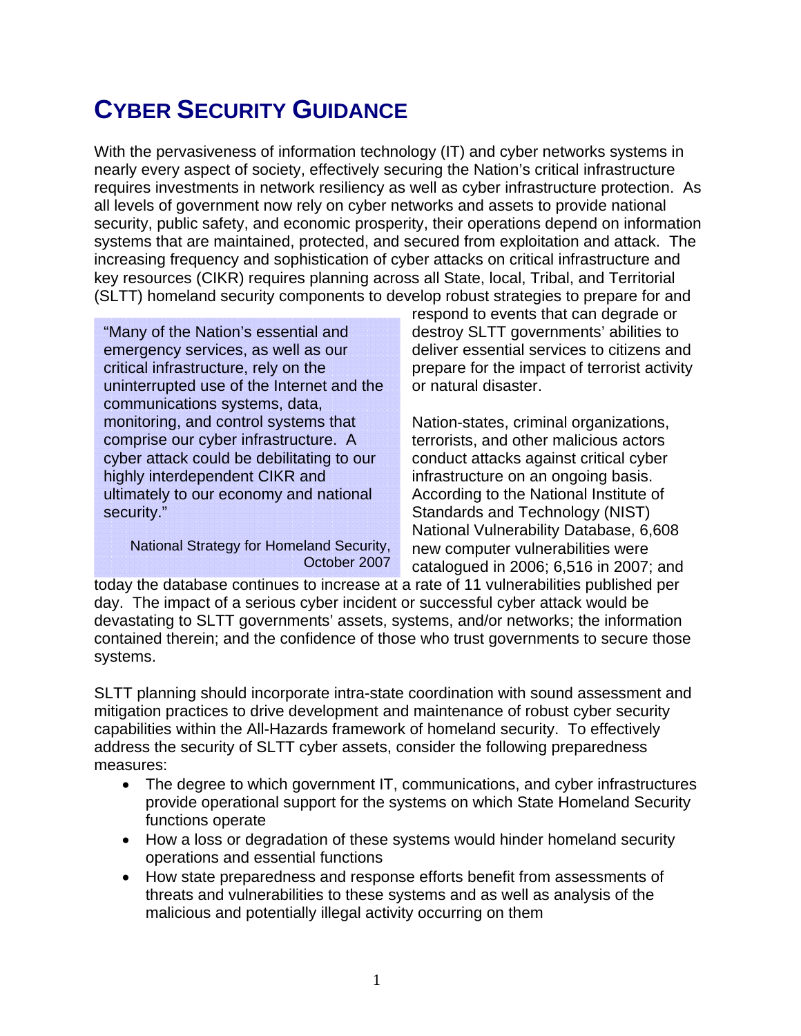# CYBER SECURITY GUIDANCE

With the pervasiveness of information technology (IT) and cyber networks systems in nearly every aspect of society, effectively securing the Nation's critical infrastructure requires investments in network resiliency as well as cyber infrastructure protection. As all levels of government now rely on cyber networks and assets to provide national security, public safety, and economic prosperity, their operations depend on information systems that are maintained, protected, and secured from exploitation and attack. The increasing frequency and sophistication of cyber attacks on critical infrastructure and key resources (CIKR) requires planning across all State, local, Tribal, and Territorial (SLTT) homeland security components to develop robust strategies to prepare for and respond to events that can degrade or destroy SLTT governments' abilities to deliver essential services to citizens and prepare for the impact of terrorist activity or natural disaster.

> "Many of the Nation's essential and emergency services, as well as our critical infrastructure, rely on the uninterrupted use of the Internet and the communications systems, data, monitoring, and control systems that comprise our cyber infrastructure. A cyber attack could be debilitating to our highly interdependent CIKR and ultimately to our economy and national security."
>
> National Strategy for Homeland Security, October 2007

Nation-states, criminal organizations, terrorists, and other malicious actors conduct attacks against critical cyber infrastructure on an ongoing basis. According to the National Institute of Standards and Technology (NIST) National Vulnerability Database, 6,608 new computer vulnerabilities were catalogued in 2006; 6,516 in 2007; and today the database continues to increase at a rate of 11 vulnerabilities published per day. The impact of a serious cyber incident or successful cyber attack would be devastating to SLTT governments' assets, systems, and/or networks; the information contained therein; and the confidence of those who trust governments to secure those systems.

SLTT planning should incorporate intra-state coordination with sound assessment and mitigation practices to drive development and maintenance of robust cyber security capabilities within the All-Hazards framework of homeland security. To effectively address the security of SLTT cyber assets, consider the following preparedness measures:

- The degree to which government IT, communications, and cyber infrastructures provide operational support for the systems on which State Homeland Security functions operate
- How a loss or degradation of these systems would hinder homeland security operations and essential functions
- How state preparedness and response efforts benefit from assessments of threats and vulnerabilities to these systems and as well as analysis of the malicious and potentially illegal activity occurring on them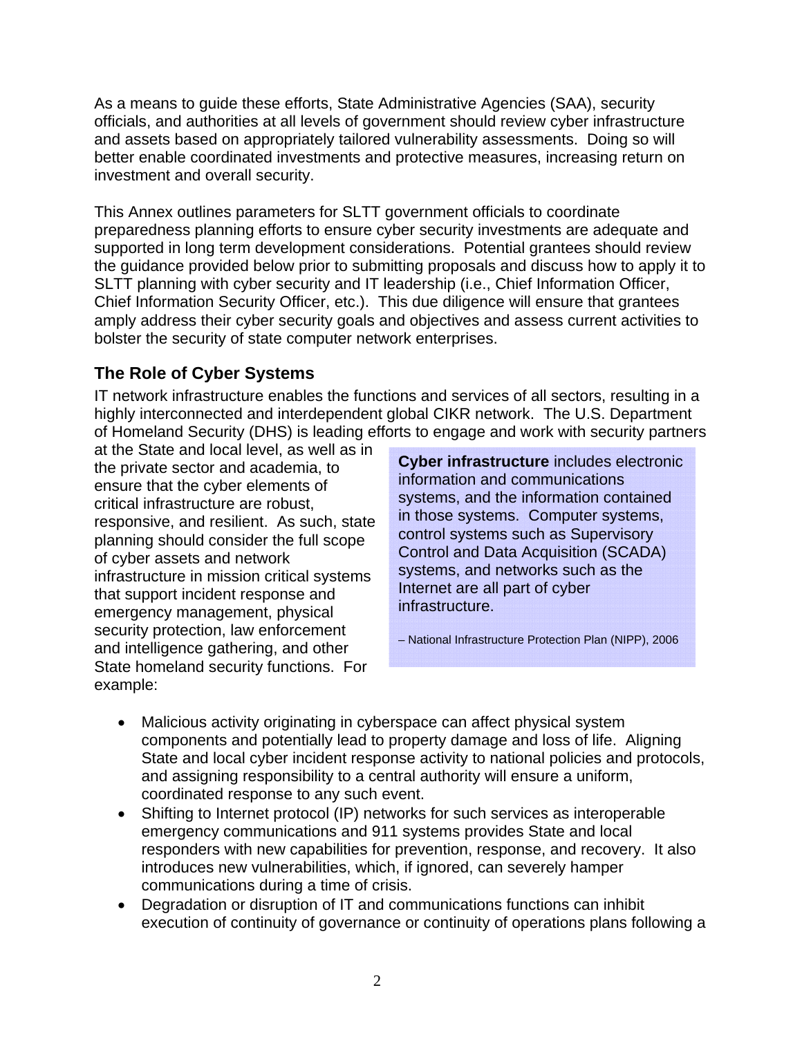As a means to guide these efforts, State Administrative Agencies (SAA), security officials, and authorities at all levels of government should review cyber infrastructure and assets based on appropriately tailored vulnerability assessments. Doing so will better enable coordinated investments and protective measures, increasing return on investment and overall security.

This Annex outlines parameters for SLTT government officials to coordinate preparedness planning efforts to ensure cyber security investments are adequate and supported in long term development considerations. Potential grantees should review the guidance provided below prior to submitting proposals and discuss how to apply it to SLTT planning with cyber security and IT leadership (i.e., Chief Information Officer, Chief Information Security Officer, etc.). This due diligence will ensure that grantees amply address their cyber security goals and objectives and assess current activities to bolster the security of state computer network enterprises.

## The Role of Cyber Systems

IT network infrastructure enables the functions and services of all sectors, resulting in a highly interconnected and interdependent global CIKR network. The U.S. Department of Homeland Security (DHS) is leading efforts to engage and work with security partners at the State and local level, as well as in the private sector and academia, to ensure that the cyber elements of critical infrastructure are robust, responsive, and resilient. As such, state planning should consider the full scope of cyber assets and network infrastructure in mission critical systems that support incident response and emergency management, physical security protection, law enforcement and intelligence gathering, and other State homeland security functions. For example:

> **Cyber infrastructure** includes electronic information and communications systems, and the information contained in those systems. Computer systems, control systems such as Supervisory Control and Data Acquisition (SCADA) systems, and networks such as the Internet are all part of cyber infrastructure.
>
> – National Infrastructure Protection Plan (NIPP), 2006

- Malicious activity originating in cyberspace can affect physical system components and potentially lead to property damage and loss of life. Aligning State and local cyber incident response activity to national policies and protocols, and assigning responsibility to a central authority will ensure a uniform, coordinated response to any such event.
- Shifting to Internet protocol (IP) networks for such services as interoperable emergency communications and 911 systems provides State and local responders with new capabilities for prevention, response, and recovery. It also introduces new vulnerabilities, which, if ignored, can severely hamper communications during a time of crisis.
- Degradation or disruption of IT and communications functions can inhibit execution of continuity of governance or continuity of operations plans following a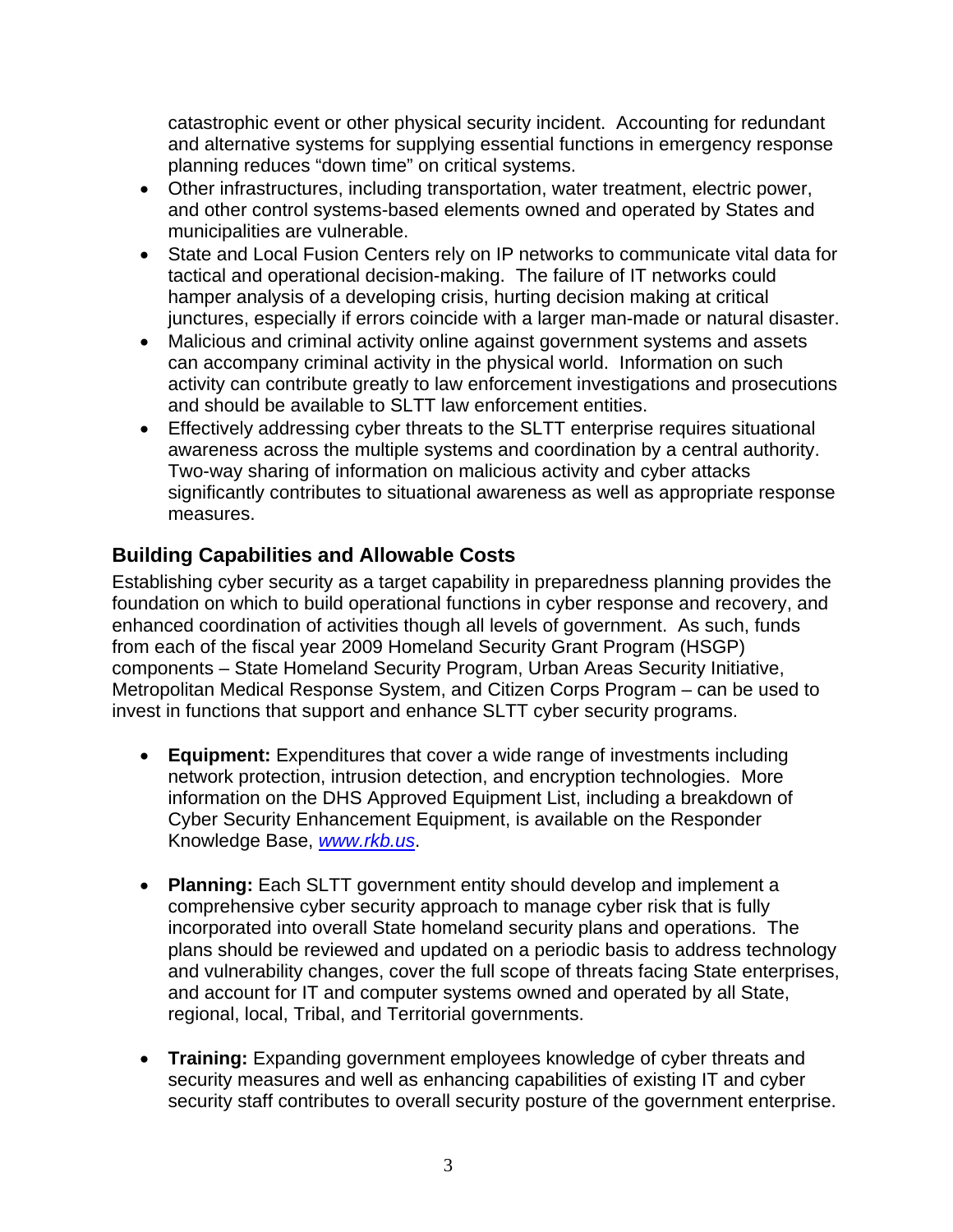catastrophic event or other physical security incident. Accounting for redundant and alternative systems for supplying essential functions in emergency response planning reduces "down time" on critical systems.

- Other infrastructures, including transportation, water treatment, electric power, and other control systems-based elements owned and operated by States and municipalities are vulnerable.
- State and Local Fusion Centers rely on IP networks to communicate vital data for tactical and operational decision-making. The failure of IT networks could hamper analysis of a developing crisis, hurting decision making at critical junctures, especially if errors coincide with a larger man-made or natural disaster.
- Malicious and criminal activity online against government systems and assets can accompany criminal activity in the physical world. Information on such activity can contribute greatly to law enforcement investigations and prosecutions and should be available to SLTT law enforcement entities.
- Effectively addressing cyber threats to the SLTT enterprise requires situational awareness across the multiple systems and coordination by a central authority. Two-way sharing of information on malicious activity and cyber attacks significantly contributes to situational awareness as well as appropriate response measures.

## Building Capabilities and Allowable Costs

Establishing cyber security as a target capability in preparedness planning provides the foundation on which to build operational functions in cyber response and recovery, and enhanced coordination of activities though all levels of government. As such, funds from each of the fiscal year 2009 Homeland Security Grant Program (HSGP) components – State Homeland Security Program, Urban Areas Security Initiative, Metropolitan Medical Response System, and Citizen Corps Program – can be used to invest in functions that support and enhance SLTT cyber security programs.

- **Equipment:** Expenditures that cover a wide range of investments including network protection, intrusion detection, and encryption technologies. More information on the DHS Approved Equipment List, including a breakdown of Cyber Security Enhancement Equipment, is available on the Responder Knowledge Base, *www.rkb.us*.

- **Planning:** Each SLTT government entity should develop and implement a comprehensive cyber security approach to manage cyber risk that is fully incorporated into overall State homeland security plans and operations. The plans should be reviewed and updated on a periodic basis to address technology and vulnerability changes, cover the full scope of threats facing State enterprises, and account for IT and computer systems owned and operated by all State, regional, local, Tribal, and Territorial governments.

- **Training:** Expanding government employees knowledge of cyber threats and security measures and well as enhancing capabilities of existing IT and cyber security staff contributes to overall security posture of the government enterprise.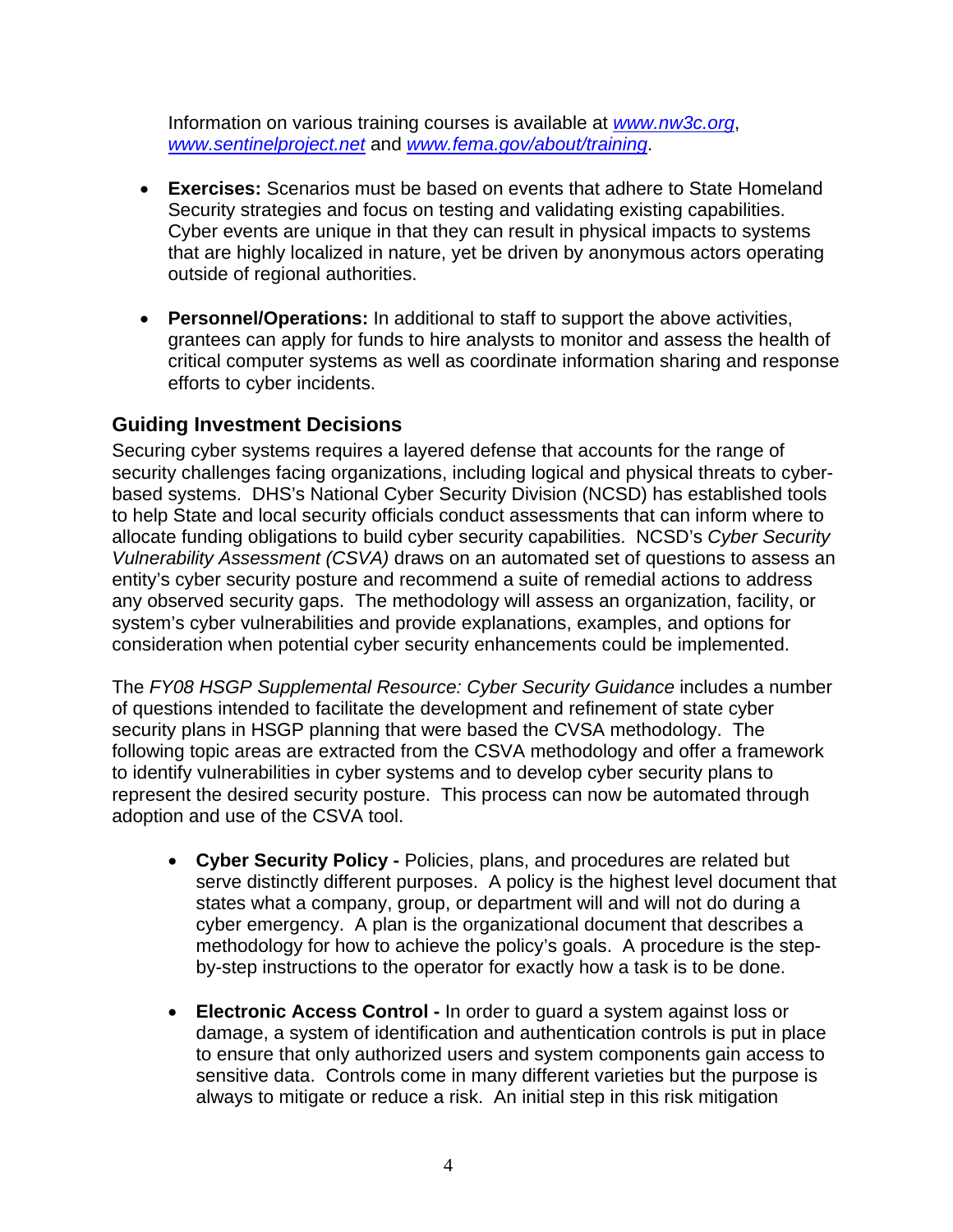Information on various training courses is available at *www.nw3c.org*, *www.sentinelproject.net* and *www.fema.gov/about/training*.

- **Exercises:** Scenarios must be based on events that adhere to State Homeland Security strategies and focus on testing and validating existing capabilities. Cyber events are unique in that they can result in physical impacts to systems that are highly localized in nature, yet be driven by anonymous actors operating outside of regional authorities.

- **Personnel/Operations:** In additional to staff to support the above activities, grantees can apply for funds to hire analysts to monitor and assess the health of critical computer systems as well as coordinate information sharing and response efforts to cyber incidents.

## Guiding Investment Decisions

Securing cyber systems requires a layered defense that accounts for the range of security challenges facing organizations, including logical and physical threats to cyber-based systems. DHS's National Cyber Security Division (NCSD) has established tools to help State and local security officials conduct assessments that can inform where to allocate funding obligations to build cyber security capabilities. NCSD's *Cyber Security Vulnerability Assessment (CSVA)* draws on an automated set of questions to assess an entity's cyber security posture and recommend a suite of remedial actions to address any observed security gaps. The methodology will assess an organization, facility, or system's cyber vulnerabilities and provide explanations, examples, and options for consideration when potential cyber security enhancements could be implemented.

The *FY08 HSGP Supplemental Resource: Cyber Security Guidance* includes a number of questions intended to facilitate the development and refinement of state cyber security plans in HSGP planning that were based the CVSA methodology. The following topic areas are extracted from the CSVA methodology and offer a framework to identify vulnerabilities in cyber systems and to develop cyber security plans to represent the desired security posture. This process can now be automated through adoption and use of the CSVA tool.

- **Cyber Security Policy -** Policies, plans, and procedures are related but serve distinctly different purposes. A policy is the highest level document that states what a company, group, or department will and will not do during a cyber emergency. A plan is the organizational document that describes a methodology for how to achieve the policy's goals. A procedure is the step-by-step instructions to the operator for exactly how a task is to be done.

- **Electronic Access Control -** In order to guard a system against loss or damage, a system of identification and authentication controls is put in place to ensure that only authorized users and system components gain access to sensitive data. Controls come in many different varieties but the purpose is always to mitigate or reduce a risk. An initial step in this risk mitigation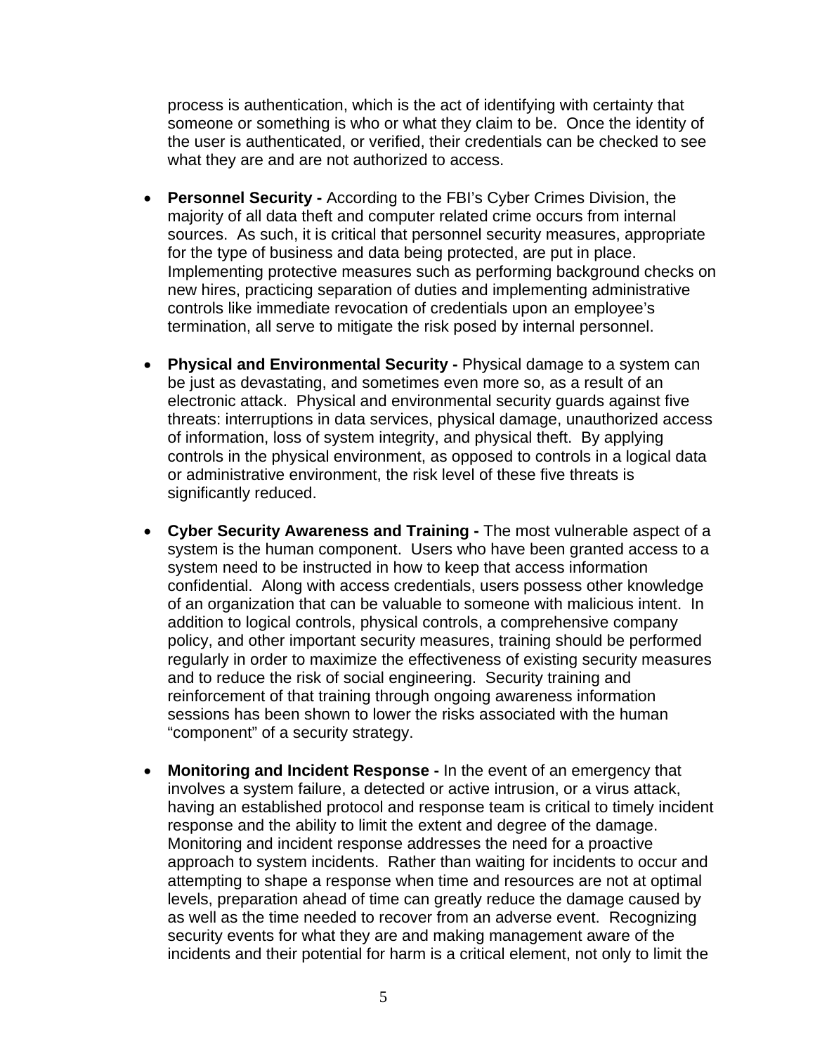process is authentication, which is the act of identifying with certainty that someone or something is who or what they claim to be. Once the identity of the user is authenticated, or verified, their credentials can be checked to see what they are and are not authorized to access.

- **Personnel Security -** According to the FBI's Cyber Crimes Division, the majority of all data theft and computer related crime occurs from internal sources. As such, it is critical that personnel security measures, appropriate for the type of business and data being protected, are put in place. Implementing protective measures such as performing background checks on new hires, practicing separation of duties and implementing administrative controls like immediate revocation of credentials upon an employee's termination, all serve to mitigate the risk posed by internal personnel.

- **Physical and Environmental Security -** Physical damage to a system can be just as devastating, and sometimes even more so, as a result of an electronic attack. Physical and environmental security guards against five threats: interruptions in data services, physical damage, unauthorized access of information, loss of system integrity, and physical theft. By applying controls in the physical environment, as opposed to controls in a logical data or administrative environment, the risk level of these five threats is significantly reduced.

- **Cyber Security Awareness and Training -** The most vulnerable aspect of a system is the human component. Users who have been granted access to a system need to be instructed in how to keep that access information confidential. Along with access credentials, users possess other knowledge of an organization that can be valuable to someone with malicious intent. In addition to logical controls, physical controls, a comprehensive company policy, and other important security measures, training should be performed regularly in order to maximize the effectiveness of existing security measures and to reduce the risk of social engineering. Security training and reinforcement of that training through ongoing awareness information sessions has been shown to lower the risks associated with the human "component" of a security strategy.

- **Monitoring and Incident Response -** In the event of an emergency that involves a system failure, a detected or active intrusion, or a virus attack, having an established protocol and response team is critical to timely incident response and the ability to limit the extent and degree of the damage. Monitoring and incident response addresses the need for a proactive approach to system incidents. Rather than waiting for incidents to occur and attempting to shape a response when time and resources are not at optimal levels, preparation ahead of time can greatly reduce the damage caused by as well as the time needed to recover from an adverse event. Recognizing security events for what they are and making management aware of the incidents and their potential for harm is a critical element, not only to limit the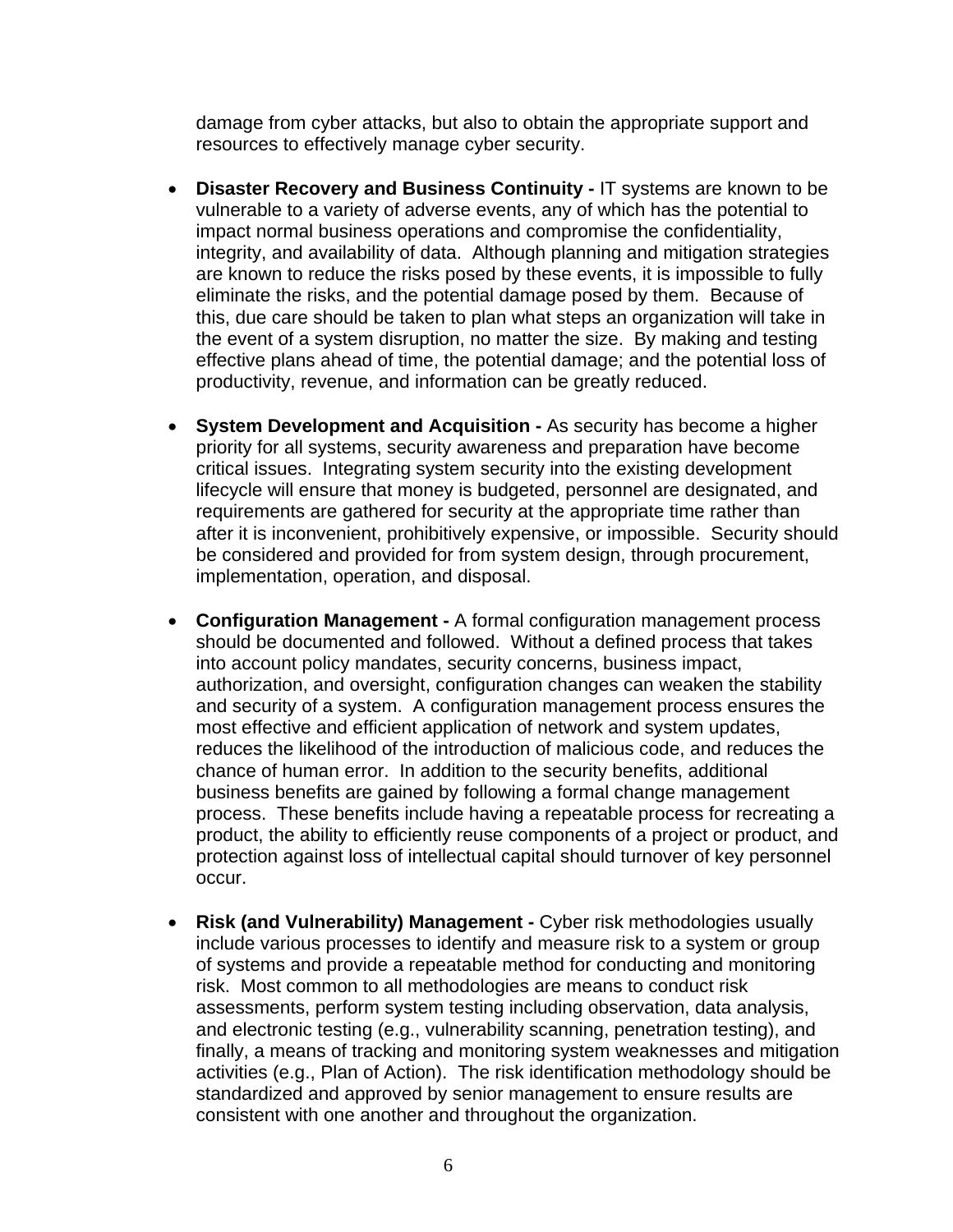damage from cyber attacks, but also to obtain the appropriate support and resources to effectively manage cyber security.

- **Disaster Recovery and Business Continuity -** IT systems are known to be vulnerable to a variety of adverse events, any of which has the potential to impact normal business operations and compromise the confidentiality, integrity, and availability of data. Although planning and mitigation strategies are known to reduce the risks posed by these events, it is impossible to fully eliminate the risks, and the potential damage posed by them. Because of this, due care should be taken to plan what steps an organization will take in the event of a system disruption, no matter the size. By making and testing effective plans ahead of time, the potential damage; and the potential loss of productivity, revenue, and information can be greatly reduced.

- **System Development and Acquisition -** As security has become a higher priority for all systems, security awareness and preparation have become critical issues. Integrating system security into the existing development lifecycle will ensure that money is budgeted, personnel are designated, and requirements are gathered for security at the appropriate time rather than after it is inconvenient, prohibitively expensive, or impossible. Security should be considered and provided for from system design, through procurement, implementation, operation, and disposal.

- **Configuration Management -** A formal configuration management process should be documented and followed. Without a defined process that takes into account policy mandates, security concerns, business impact, authorization, and oversight, configuration changes can weaken the stability and security of a system. A configuration management process ensures the most effective and efficient application of network and system updates, reduces the likelihood of the introduction of malicious code, and reduces the chance of human error. In addition to the security benefits, additional business benefits are gained by following a formal change management process. These benefits include having a repeatable process for recreating a product, the ability to efficiently reuse components of a project or product, and protection against loss of intellectual capital should turnover of key personnel occur.

- **Risk (and Vulnerability) Management -** Cyber risk methodologies usually include various processes to identify and measure risk to a system or group of systems and provide a repeatable method for conducting and monitoring risk. Most common to all methodologies are means to conduct risk assessments, perform system testing including observation, data analysis, and electronic testing (e.g., vulnerability scanning, penetration testing), and finally, a means of tracking and monitoring system weaknesses and mitigation activities (e.g., Plan of Action). The risk identification methodology should be standardized and approved by senior management to ensure results are consistent with one another and throughout the organization.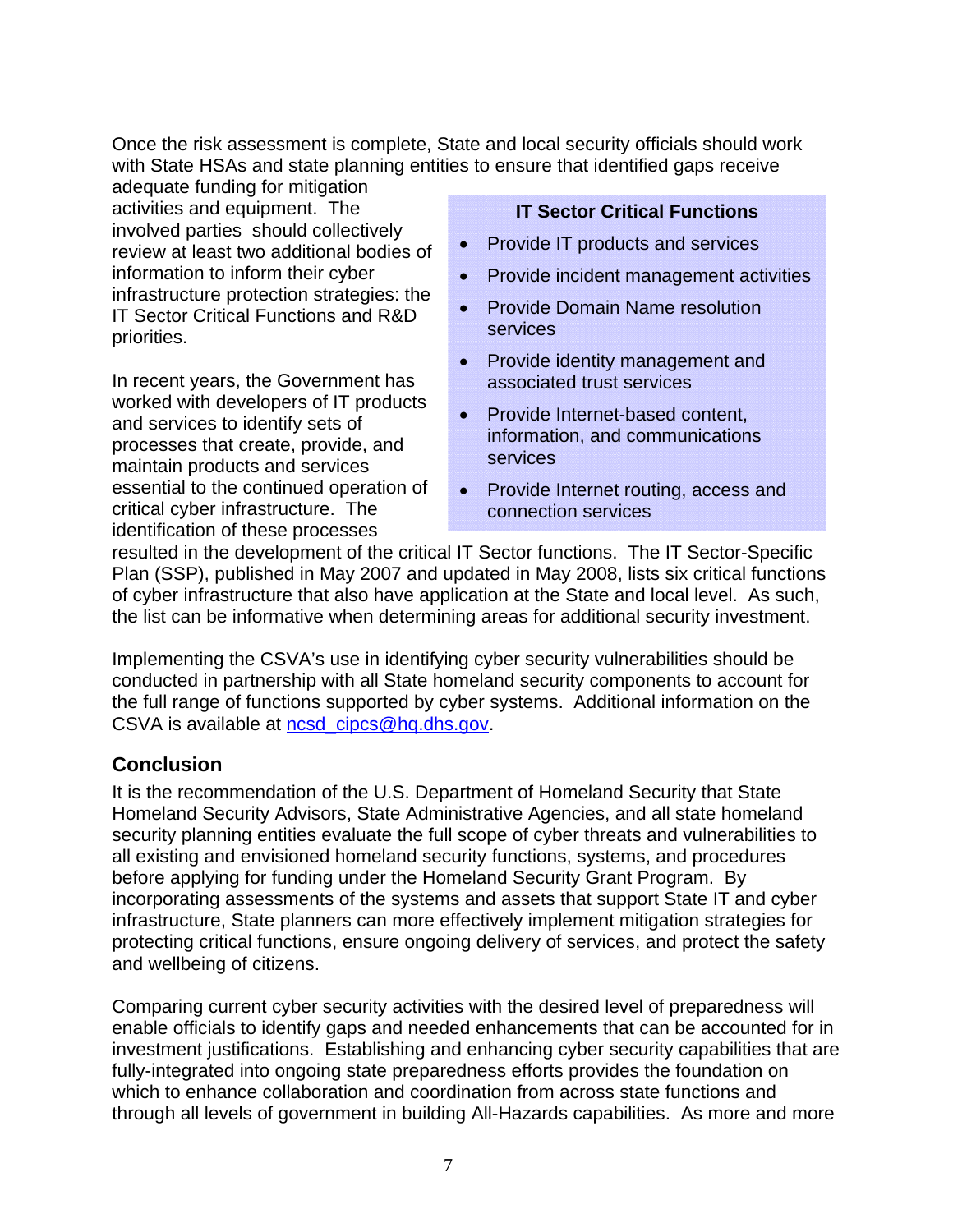Once the risk assessment is complete, State and local security officials should work with State HSAs and state planning entities to ensure that identified gaps receive adequate funding for mitigation activities and equipment. The involved parties should collectively review at least two additional bodies of information to inform their cyber infrastructure protection strategies: the IT Sector Critical Functions and R&D priorities.

**IT Sector Critical Functions**

- Provide IT products and services
- Provide incident management activities
- Provide Domain Name resolution services
- Provide identity management and associated trust services
- Provide Internet-based content, information, and communications services
- Provide Internet routing, access and connection services

In recent years, the Government has worked with developers of IT products and services to identify sets of processes that create, provide, and maintain products and services essential to the continued operation of critical cyber infrastructure. The identification of these processes resulted in the development of the critical IT Sector functions. The IT Sector-Specific Plan (SSP), published in May 2007 and updated in May 2008, lists six critical functions of cyber infrastructure that also have application at the State and local level. As such, the list can be informative when determining areas for additional security investment.

Implementing the CSVA's use in identifying cyber security vulnerabilities should be conducted in partnership with all State homeland security components to account for the full range of functions supported by cyber systems. Additional information on the CSVA is available at ncsd_cipcs@hq.dhs.gov.

## Conclusion

It is the recommendation of the U.S. Department of Homeland Security that State Homeland Security Advisors, State Administrative Agencies, and all state homeland security planning entities evaluate the full scope of cyber threats and vulnerabilities to all existing and envisioned homeland security functions, systems, and procedures before applying for funding under the Homeland Security Grant Program. By incorporating assessments of the systems and assets that support State IT and cyber infrastructure, State planners can more effectively implement mitigation strategies for protecting critical functions, ensure ongoing delivery of services, and protect the safety and wellbeing of citizens.

Comparing current cyber security activities with the desired level of preparedness will enable officials to identify gaps and needed enhancements that can be accounted for in investment justifications. Establishing and enhancing cyber security capabilities that are fully-integrated into ongoing state preparedness efforts provides the foundation on which to enhance collaboration and coordination from across state functions and through all levels of government in building All-Hazards capabilities. As more and more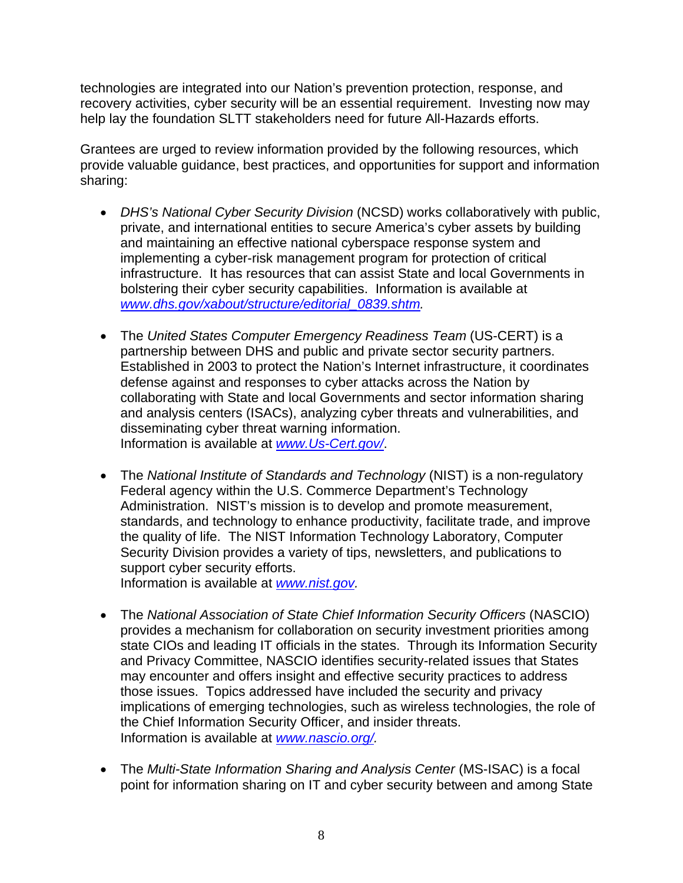technologies are integrated into our Nation's prevention protection, response, and recovery activities, cyber security will be an essential requirement. Investing now may help lay the foundation SLTT stakeholders need for future All-Hazards efforts.

Grantees are urged to review information provided by the following resources, which provide valuable guidance, best practices, and opportunities for support and information sharing:

- *DHS's National Cyber Security Division* (NCSD) works collaboratively with public, private, and international entities to secure America's cyber assets by building and maintaining an effective national cyberspace response system and implementing a cyber-risk management program for protection of critical infrastructure. It has resources that can assist State and local Governments in bolstering their cyber security capabilities. Information is available at *www.dhs.gov/xabout/structure/editorial_0839.shtm.*

- The *United States Computer Emergency Readiness Team* (US-CERT) is a partnership between DHS and public and private sector security partners. Established in 2003 to protect the Nation's Internet infrastructure, it coordinates defense against and responses to cyber attacks across the Nation by collaborating with State and local Governments and sector information sharing and analysis centers (ISACs), analyzing cyber threats and vulnerabilities, and disseminating cyber threat warning information.
  Information is available at *www.Us-Cert.gov/*.

- The *National Institute of Standards and Technology* (NIST) is a non-regulatory Federal agency within the U.S. Commerce Department's Technology Administration. NIST's mission is to develop and promote measurement, standards, and technology to enhance productivity, facilitate trade, and improve the quality of life. The NIST Information Technology Laboratory, Computer Security Division provides a variety of tips, newsletters, and publications to support cyber security efforts.
  Information is available at *www.nist.gov.*

- The *National Association of State Chief Information Security Officers* (NASCIO) provides a mechanism for collaboration on security investment priorities among state CIOs and leading IT officials in the states. Through its Information Security and Privacy Committee, NASCIO identifies security-related issues that States may encounter and offers insight and effective security practices to address those issues. Topics addressed have included the security and privacy implications of emerging technologies, such as wireless technologies, the role of the Chief Information Security Officer, and insider threats.
  Information is available at *www.nascio.org/.*

- The *Multi-State Information Sharing and Analysis Center* (MS-ISAC) is a focal point for information sharing on IT and cyber security between and among State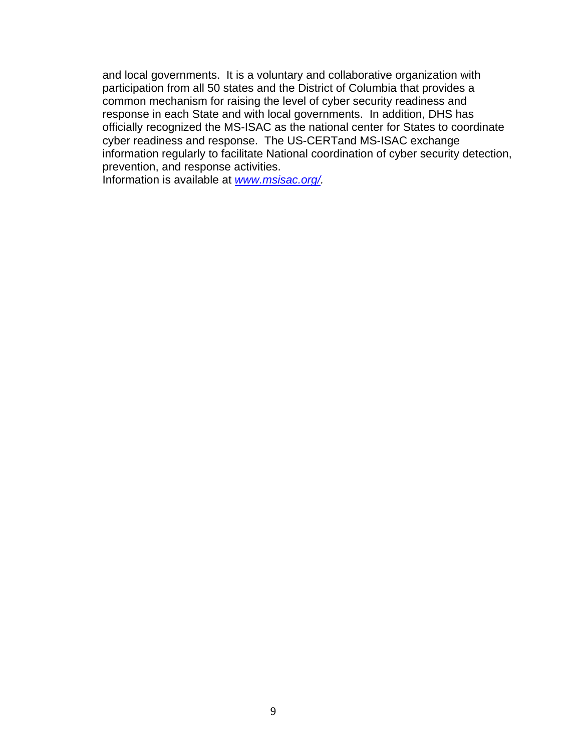and local governments. It is a voluntary and collaborative organization with participation from all 50 states and the District of Columbia that provides a common mechanism for raising the level of cyber security readiness and response in each State and with local governments. In addition, DHS has officially recognized the MS-ISAC as the national center for States to coordinate cyber readiness and response. The US-CERTand MS-ISAC exchange information regularly to facilitate National coordination of cyber security detection, prevention, and response activities.
Information is available at *www.msisac.org/*.